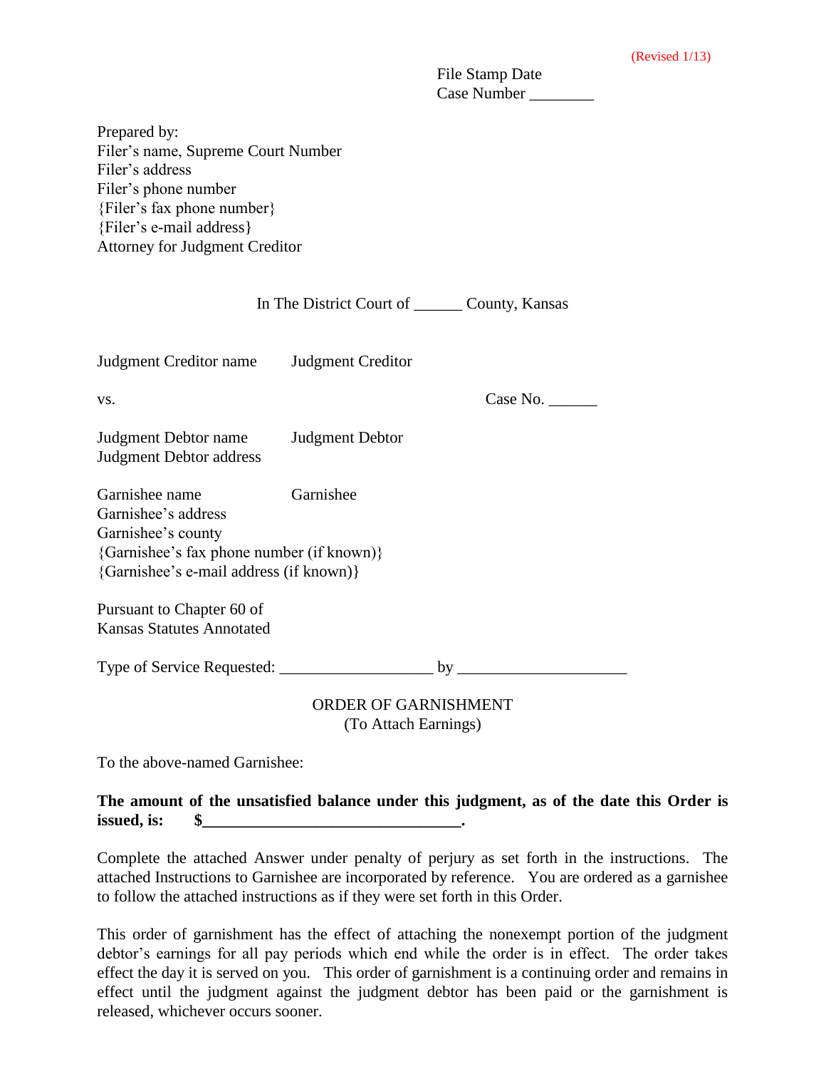(Revised 1/13)

File Stamp Date
Case Number ________

Prepared by:
Filer's name, Supreme Court Number
Filer's address
Filer's phone number
{Filer's fax phone number}
{Filer's e-mail address}
Attorney for Judgment Creditor

In The District Court of ______ County, Kansas

Judgment Creditor name    Judgment Creditor

vs.    Case No. ______

Judgment Debtor name    Judgment Debtor
Judgment Debtor address

Garnishee name    Garnishee
Garnishee's address
Garnishee's county
{Garnishee's fax phone number (if known)}
{Garnishee's e-mail address (if known)}

Pursuant to Chapter 60 of
Kansas Statutes Annotated

Type of Service Requested: __________________ by ____________________

ORDER OF GARNISHMENT
(To Attach Earnings)

To the above-named Garnishee:

**The amount of the unsatisfied balance under this judgment, as of the date this Order is issued, is: $_______________________________.**

Complete the attached Answer under penalty of perjury as set forth in the instructions. The attached Instructions to Garnishee are incorporated by reference. You are ordered as a garnishee to follow the attached instructions as if they were set forth in this Order.

This order of garnishment has the effect of attaching the nonexempt portion of the judgment debtor's earnings for all pay periods which end while the order is in effect. The order takes effect the day it is served on you. This order of garnishment is a continuing order and remains in effect until the judgment against the judgment debtor has been paid or the garnishment is released, whichever occurs sooner.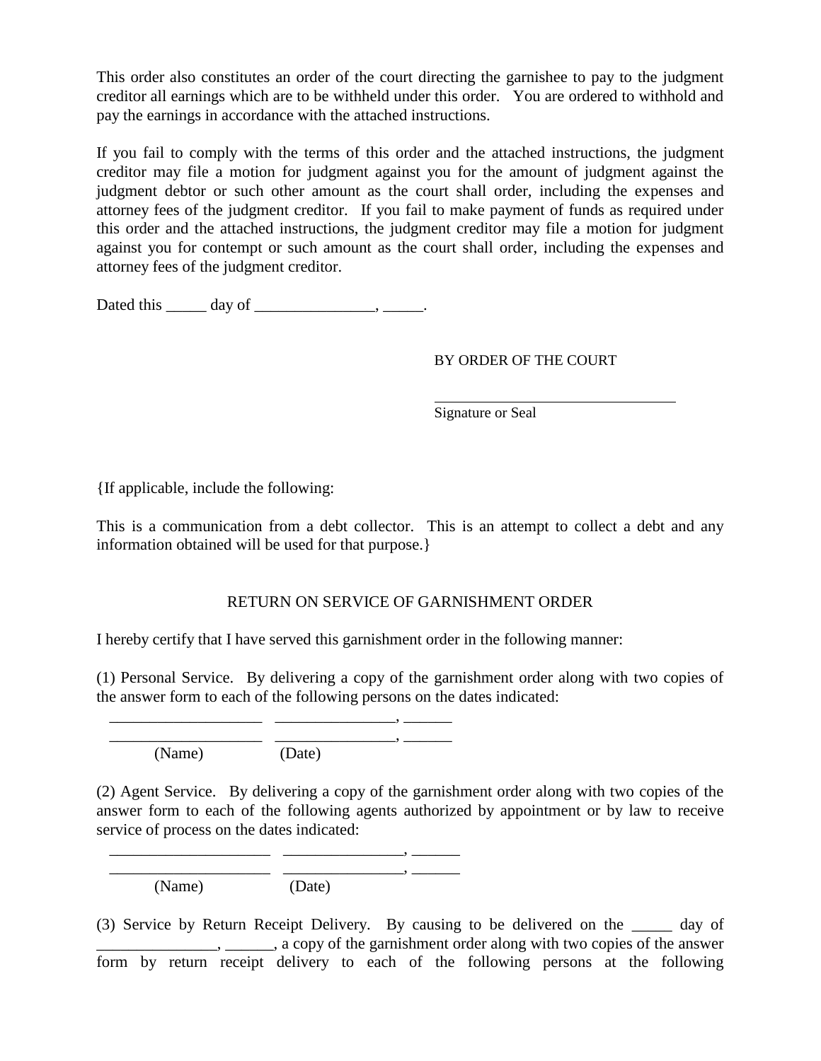This order also constitutes an order of the court directing the garnishee to pay to the judgment creditor all earnings which are to be withheld under this order. You are ordered to withhold and pay the earnings in accordance with the attached instructions.

If you fail to comply with the terms of this order and the attached instructions, the judgment creditor may file a motion for judgment against you for the amount of judgment against the judgment debtor or such other amount as the court shall order, including the expenses and attorney fees of the judgment creditor. If you fail to make payment of funds as required under this order and the attached instructions, the judgment creditor may file a motion for judgment against you for contempt or such amount as the court shall order, including the expenses and attorney fees of the judgment creditor.

Dated this _____ day of _______________, _____.

BY ORDER OF THE COURT

________________________________
Signature or Seal

{If applicable, include the following:

This is a communication from a debt collector. This is an attempt to collect a debt and any information obtained will be used for that purpose.}

RETURN ON SERVICE OF GARNISHMENT ORDER

I hereby certify that I have served this garnishment order in the following manner:

(1) Personal Service. By delivering a copy of the garnishment order along with two copies of the answer form to each of the following persons on the dates indicated:

___________________ _______________, ______
___________________ _______________, ______
(Name) (Date)

(2) Agent Service. By delivering a copy of the garnishment order along with two copies of the answer form to each of the following agents authorized by appointment or by law to receive service of process on the dates indicated:

____________________ _______________, ______
____________________ _______________, ______
(Name) (Date)

(3) Service by Return Receipt Delivery. By causing to be delivered on the _____ day of _______________, ______, a copy of the garnishment order along with two copies of the answer form by return receipt delivery to each of the following persons at the following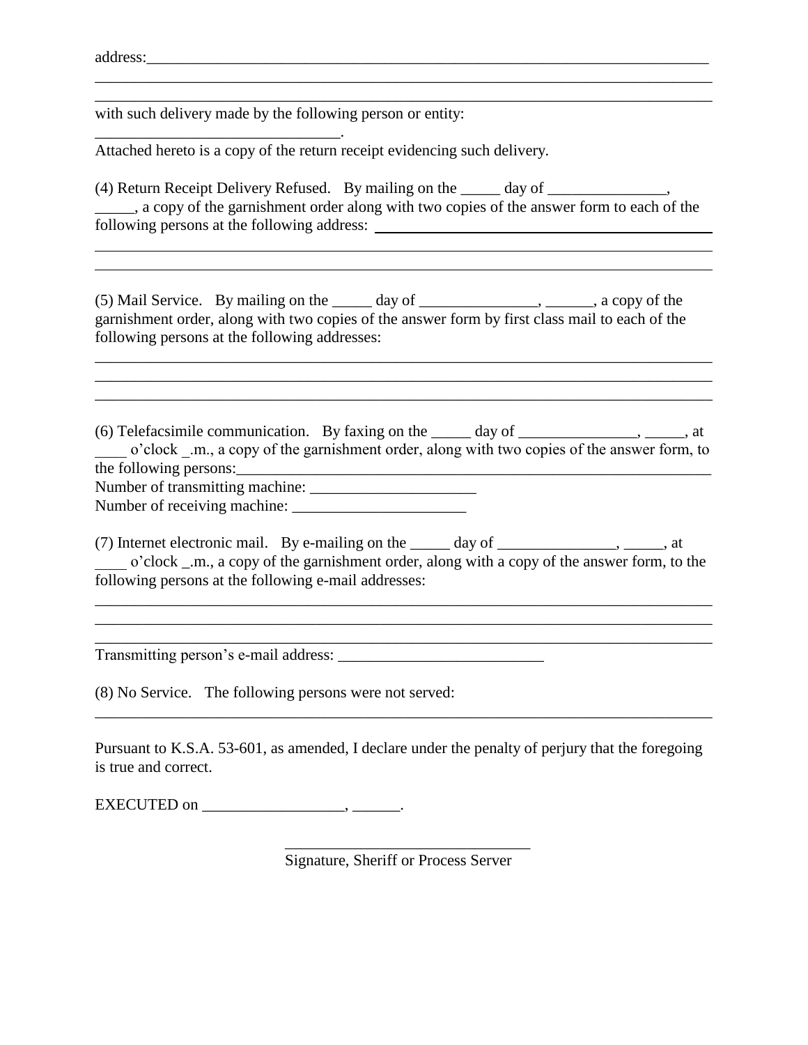address:___________________________________________________________________________
_______________________________________________________________________________
_______________________________________________________________________________

with such delivery made by the following person or entity:
______________________________.

Attached hereto is a copy of the return receipt evidencing such delivery.

(4) Return Receipt Delivery Refused. By mailing on the _____ day of _______________, _____, a copy of the garnishment order along with two copies of the answer form to each of the following persons at the following address: _______________________________________
_______________________________________________________________________________
_______________________________________________________________________________

(5) Mail Service. By mailing on the _____ day of _______________, ______, a copy of the garnishment order, along with two copies of the answer form by first class mail to each of the following persons at the following addresses:

_______________________________________________________________________________
_______________________________________________________________________________
_______________________________________________________________________________

(6) Telefacsimile communication. By faxing on the _____ day of _______________, _____, at ____ o'clock _.m., a copy of the garnishment order, along with two copies of the answer form, to the following persons:______________________________________________________________

Number of transmitting machine: _____________________

Number of receiving machine: ______________________

(7) Internet electronic mail. By e-mailing on the _____ day of _______________, _____, at ____ o'clock _.m., a copy of the garnishment order, along with a copy of the answer form, to the following persons at the following e-mail addresses:

_______________________________________________________________________________
_______________________________________________________________________________
_______________________________________________________________________________

Transmitting person's e-mail address: __________________________

(8) No Service. The following persons were not served:
_______________________________________________________________________________

Pursuant to K.S.A. 53-601, as amended, I declare under the penalty of perjury that the foregoing is true and correct.

EXECUTED on __________________, ______.

_______________________________
Signature, Sheriff or Process Server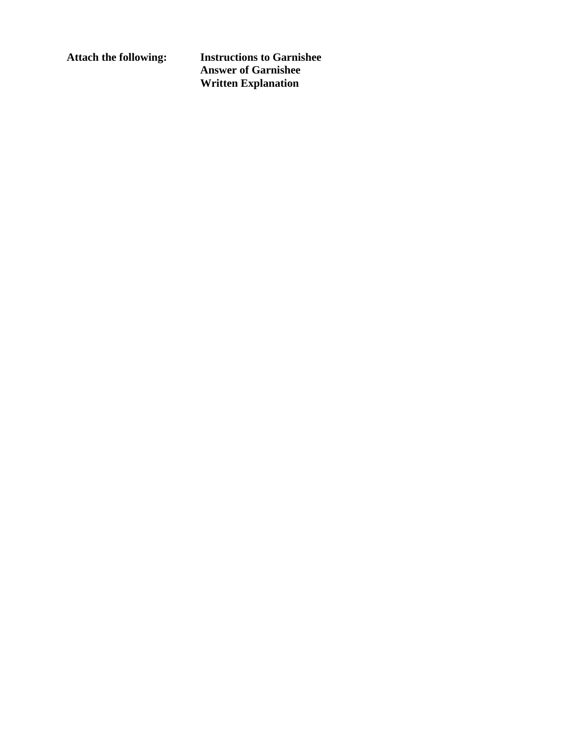**Attach the following:** **Instructions to Garnishee**
**Answer of Garnishee**
**Written Explanation**